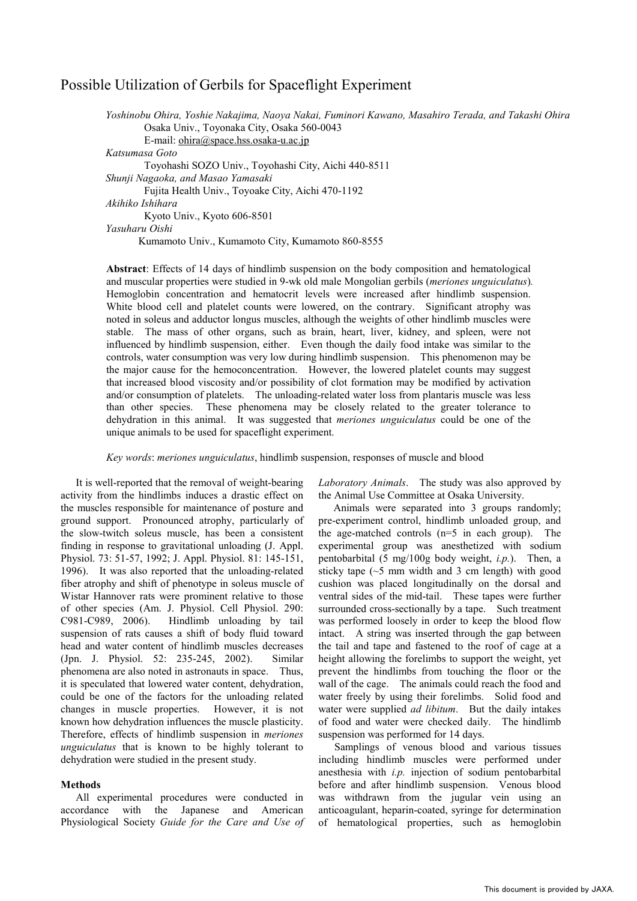# Possible Utilization of Gerbils for Spaceflight Experiment

*Yoshinobu Ohira, Yoshie Nakajima, Naoya Nakai, Fuminori Kawano, Masahiro Terada, and Takashi Ohira*
Osaka Univ., Toyonaka City, Osaka 560-0043
E-mail: ohira@space.hss.osaka-u.ac.jp
*Katsumasa Goto*
Toyohashi SOZO Univ., Toyohashi City, Aichi 440-8511
*Shunji Nagaoka, and Masao Yamasaki*
Fujita Health Univ., Toyoake City, Aichi 470-1192
*Akihiko Ishihara*
Kyoto Univ., Kyoto 606-8501
*Yasuharu Oishi*
Kumamoto Univ., Kumamoto City, Kumamoto 860-8555

**Abstract**: Effects of 14 days of hindlimb suspension on the body composition and hematological and muscular properties were studied in 9-wk old male Mongolian gerbils (*meriones unguiculatus*). Hemoglobin concentration and hematocrit levels were increased after hindlimb suspension. White blood cell and platelet counts were lowered, on the contrary. Significant atrophy was noted in soleus and adductor longus muscles, although the weights of other hindlimb muscles were stable. The mass of other organs, such as brain, heart, liver, kidney, and spleen, were not influenced by hindlimb suspension, either. Even though the daily food intake was similar to the controls, water consumption was very low during hindlimb suspension. This phenomenon may be the major cause for the hemoconcentration. However, the lowered platelet counts may suggest that increased blood viscosity and/or possibility of clot formation may be modified by activation and/or consumption of platelets. The unloading-related water loss from plantaris muscle was less than other species. These phenomena may be closely related to the greater tolerance to dehydration in this animal. It was suggested that *meriones unguiculatus* could be one of the unique animals to be used for spaceflight experiment.

*Key words*: *meriones unguiculatus*, hindlimb suspension, responses of muscle and blood

It is well-reported that the removal of weight-bearing activity from the hindlimbs induces a drastic effect on the muscles responsible for maintenance of posture and ground support. Pronounced atrophy, particularly of the slow-twitch soleus muscle, has been a consistent finding in response to gravitational unloading (J. Appl. Physiol. 73: 51-57, 1992; J. Appl. Physiol. 81: 145-151, 1996). It was also reported that the unloading-related fiber atrophy and shift of phenotype in soleus muscle of Wistar Hannover rats were prominent relative to those of other species (Am. J. Physiol. Cell Physiol. 290: C981-C989, 2006). Hindlimb unloading by tail suspension of rats causes a shift of body fluid toward head and water content of hindlimb muscles decreases (Jpn. J. Physiol. 52: 235-245, 2002). Similar phenomena are also noted in astronauts in space. Thus, it is speculated that lowered water content, dehydration, could be one of the factors for the unloading related changes in muscle properties. However, it is not known how dehydration influences the muscle plasticity. Therefore, effects of hindlimb suspension in *meriones unguiculatus* that is known to be highly tolerant to dehydration were studied in the present study.

**Methods**

All experimental procedures were conducted in accordance with the Japanese and American Physiological Society *Guide for the Care and Use of Laboratory Animals*. The study was also approved by the Animal Use Committee at Osaka University.

Animals were separated into 3 groups randomly; pre-experiment control, hindlimb unloaded group, and the age-matched controls (n=5 in each group). The experimental group was anesthetized with sodium pentobarbital (5 mg/100g body weight, *i.p.*). Then, a sticky tape (~5 mm width and 3 cm length) with good cushion was placed longitudinally on the dorsal and ventral sides of the mid-tail. These tapes were further surrounded cross-sectionally by a tape. Such treatment was performed loosely in order to keep the blood flow intact. A string was inserted through the gap between the tail and tape and fastened to the roof of cage at a height allowing the forelimbs to support the weight, yet prevent the hindlimbs from touching the floor or the wall of the cage. The animals could reach the food and water freely by using their forelimbs. Solid food and water were supplied *ad libitum*. But the daily intakes of food and water were checked daily. The hindlimb suspension was performed for 14 days.

Samplings of venous blood and various tissues including hindlimb muscles were performed under anesthesia with *i.p.* injection of sodium pentobarbital before and after hindlimb suspension. Venous blood was withdrawn from the jugular vein using an anticoagulant, heparin-coated, syringe for determination of hematological properties, such as hemoglobin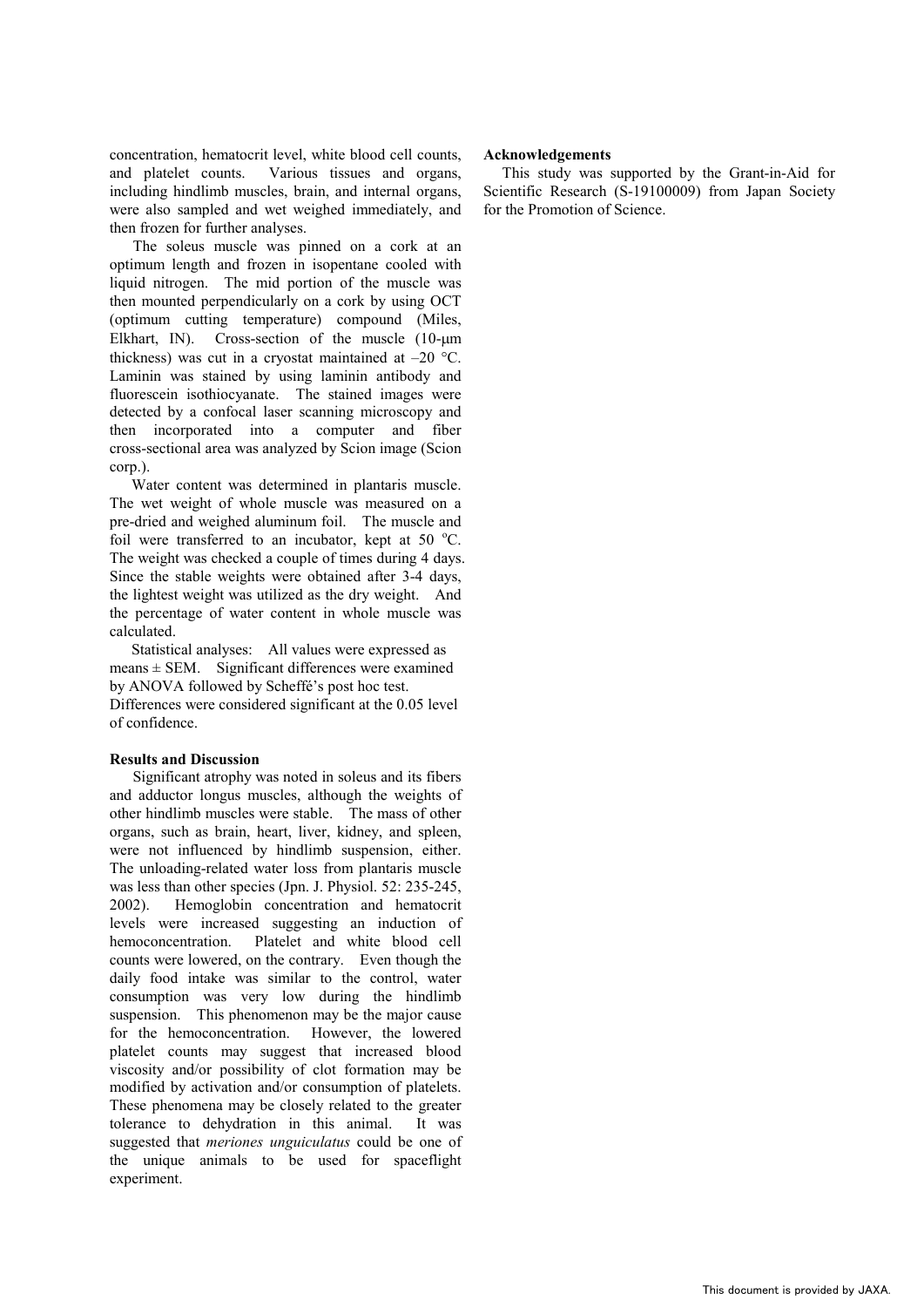concentration, hematocrit level, white blood cell counts, and platelet counts. Various tissues and organs, including hindlimb muscles, brain, and internal organs, were also sampled and wet weighed immediately, and then frozen for further analyses.

The soleus muscle was pinned on a cork at an optimum length and frozen in isopentane cooled with liquid nitrogen. The mid portion of the muscle was then mounted perpendicularly on a cork by using OCT (optimum cutting temperature) compound (Miles, Elkhart, IN). Cross-section of the muscle (10-μm thickness) was cut in a cryostat maintained at –20 °C. Laminin was stained by using laminin antibody and fluorescein isothiocyanate. The stained images were detected by a confocal laser scanning microscopy and then incorporated into a computer and fiber cross-sectional area was analyzed by Scion image (Scion corp.).

Water content was determined in plantaris muscle. The wet weight of whole muscle was measured on a pre-dried and weighed aluminum foil. The muscle and foil were transferred to an incubator, kept at 50 °C. The weight was checked a couple of times during 4 days. Since the stable weights were obtained after 3-4 days, the lightest weight was utilized as the dry weight. And the percentage of water content in whole muscle was calculated.

Statistical analyses: All values were expressed as means ± SEM. Significant differences were examined by ANOVA followed by Scheffé's post hoc test. Differences were considered significant at the 0.05 level of confidence.

**Results and Discussion**

Significant atrophy was noted in soleus and its fibers and adductor longus muscles, although the weights of other hindlimb muscles were stable. The mass of other organs, such as brain, heart, liver, kidney, and spleen, were not influenced by hindlimb suspension, either. The unloading-related water loss from plantaris muscle was less than other species (Jpn. J. Physiol. 52: 235-245, 2002). Hemoglobin concentration and hematocrit levels were increased suggesting an induction of hemoconcentration. Platelet and white blood cell counts were lowered, on the contrary. Even though the daily food intake was similar to the control, water consumption was very low during the hindlimb suspension. This phenomenon may be the major cause for the hemoconcentration. However, the lowered platelet counts may suggest that increased blood viscosity and/or possibility of clot formation may be modified by activation and/or consumption of platelets. These phenomena may be closely related to the greater tolerance to dehydration in this animal. It was suggested that *meriones unguiculatus* could be one of the unique animals to be used for spaceflight experiment.

**Acknowledgements**

This study was supported by the Grant-in-Aid for Scientific Research (S-19100009) from Japan Society for the Promotion of Science.